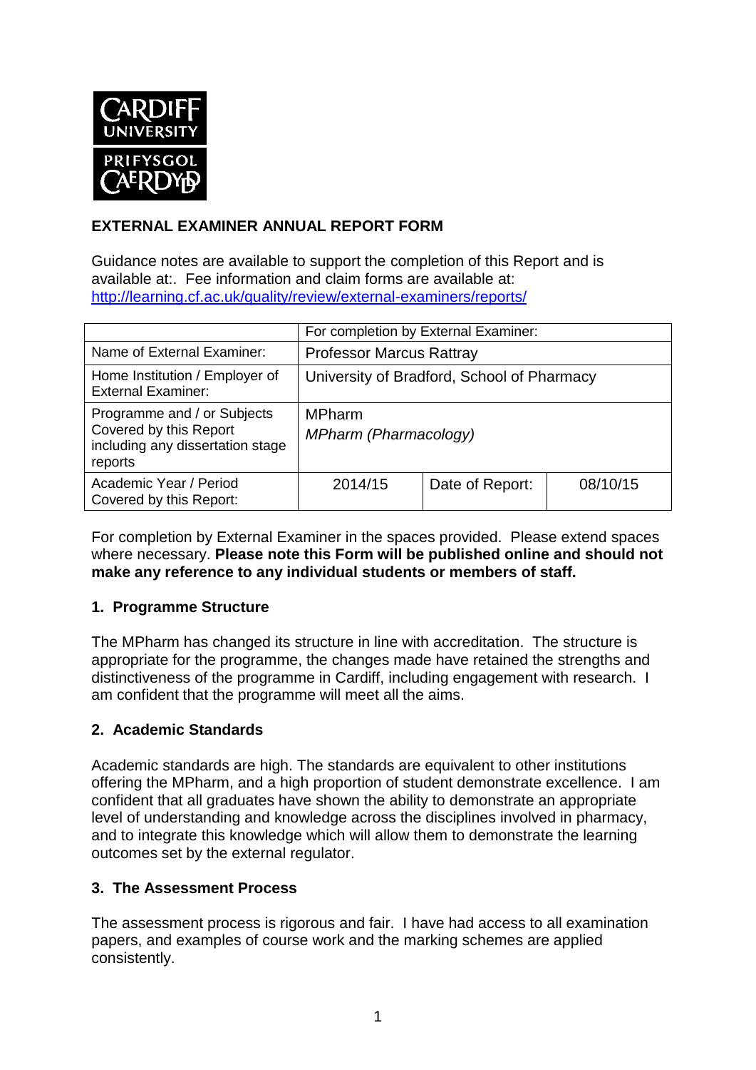## EXTERNAL EXAMINER ANNUAL REPORT FORM

Guidance notes are available to support the completion of this Report and is available at:. Fee information and claim forms are available at: http://learning.cf.ac.uk/quality/review/external-examiners/reports/

| | For completion by External Examiner: | | |
|---|---|---|---|
| Name of External Examiner: | Professor Marcus Rattray | | |
| Home Institution / Employer of External Examiner: | University of Bradford, School of Pharmacy | | |
| Programme and / or Subjects Covered by this Report including any dissertation stage reports | MPharm<br>*MPharm (Pharmacology)* | | |
| Academic Year / Period Covered by this Report: | 2014/15 | Date of Report: | 08/10/15 |

For completion by External Examiner in the spaces provided. Please extend spaces where necessary. **Please note this Form will be published online and should not make any reference to any individual students or members of staff.**

### 1. Programme Structure

The MPharm has changed its structure in line with accreditation. The structure is appropriate for the programme, the changes made have retained the strengths and distinctiveness of the programme in Cardiff, including engagement with research. I am confident that the programme will meet all the aims.

### 2. Academic Standards

Academic standards are high. The standards are equivalent to other institutions offering the MPharm, and a high proportion of student demonstrate excellence. I am confident that all graduates have shown the ability to demonstrate an appropriate level of understanding and knowledge across the disciplines involved in pharmacy, and to integrate this knowledge which will allow them to demonstrate the learning outcomes set by the external regulator.

### 3. The Assessment Process

The assessment process is rigorous and fair. I have had access to all examination papers, and examples of course work and the marking schemes are applied consistently.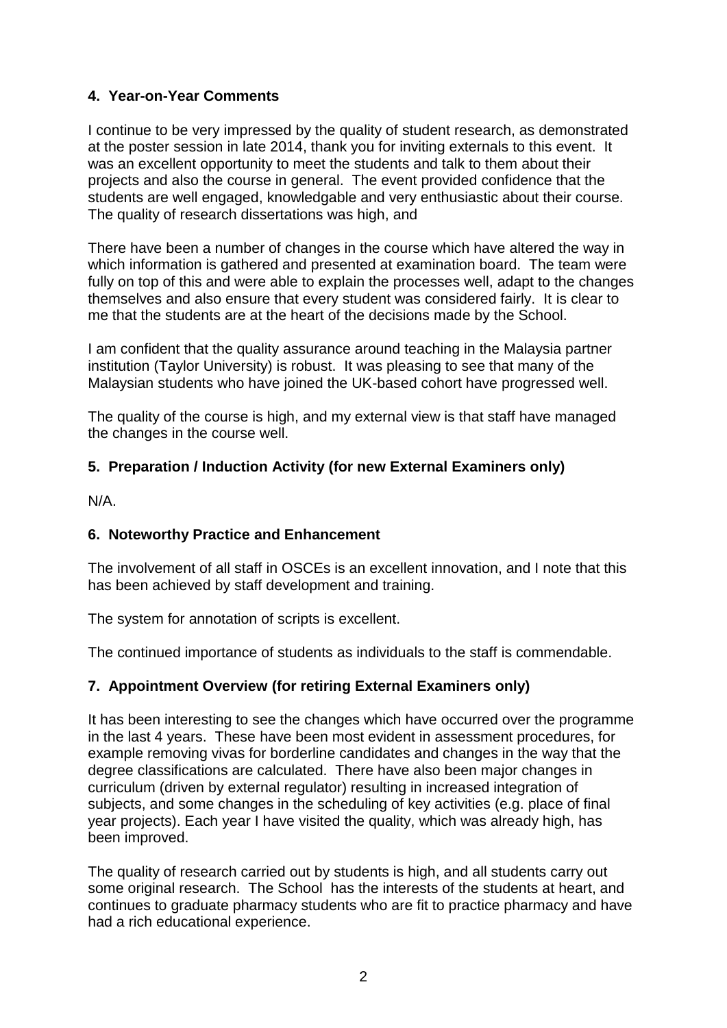## 4. Year-on-Year Comments

I continue to be very impressed by the quality of student research, as demonstrated at the poster session in late 2014, thank you for inviting externals to this event. It was an excellent opportunity to meet the students and talk to them about their projects and also the course in general. The event provided confidence that the students are well engaged, knowledgable and very enthusiastic about their course. The quality of research dissertations was high, and

There have been a number of changes in the course which have altered the way in which information is gathered and presented at examination board. The team were fully on top of this and were able to explain the processes well, adapt to the changes themselves and also ensure that every student was considered fairly. It is clear to me that the students are at the heart of the decisions made by the School.

I am confident that the quality assurance around teaching in the Malaysia partner institution (Taylor University) is robust. It was pleasing to see that many of the Malaysian students who have joined the UK-based cohort have progressed well.

The quality of the course is high, and my external view is that staff have managed the changes in the course well.

## 5. Preparation / Induction Activity (for new External Examiners only)

N/A.

## 6. Noteworthy Practice and Enhancement

The involvement of all staff in OSCEs is an excellent innovation, and I note that this has been achieved by staff development and training.

The system for annotation of scripts is excellent.

The continued importance of students as individuals to the staff is commendable.

## 7. Appointment Overview (for retiring External Examiners only)

It has been interesting to see the changes which have occurred over the programme in the last 4 years. These have been most evident in assessment procedures, for example removing vivas for borderline candidates and changes in the way that the degree classifications are calculated. There have also been major changes in curriculum (driven by external regulator) resulting in increased integration of subjects, and some changes in the scheduling of key activities (e.g. place of final year projects). Each year I have visited the quality, which was already high, has been improved.

The quality of research carried out by students is high, and all students carry out some original research. The School has the interests of the students at heart, and continues to graduate pharmacy students who are fit to practice pharmacy and have had a rich educational experience.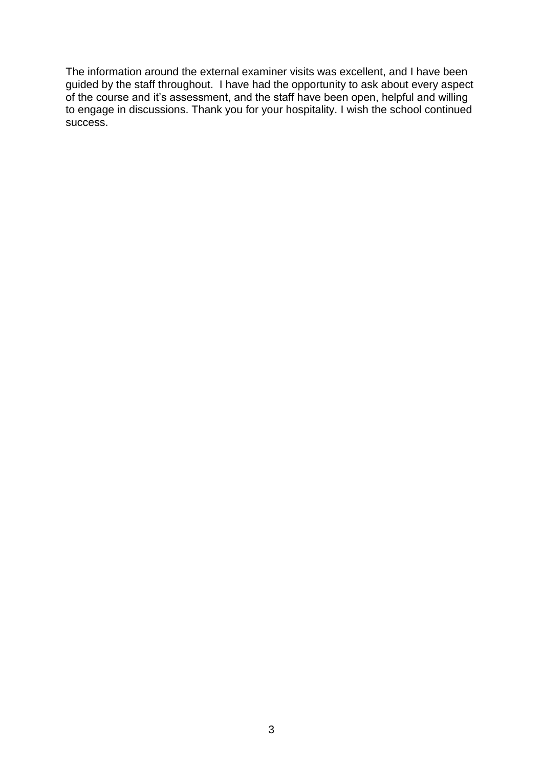The information around the external examiner visits was excellent, and I have been guided by the staff throughout. I have had the opportunity to ask about every aspect of the course and it's assessment, and the staff have been open, helpful and willing to engage in discussions. Thank you for your hospitality. I wish the school continued success.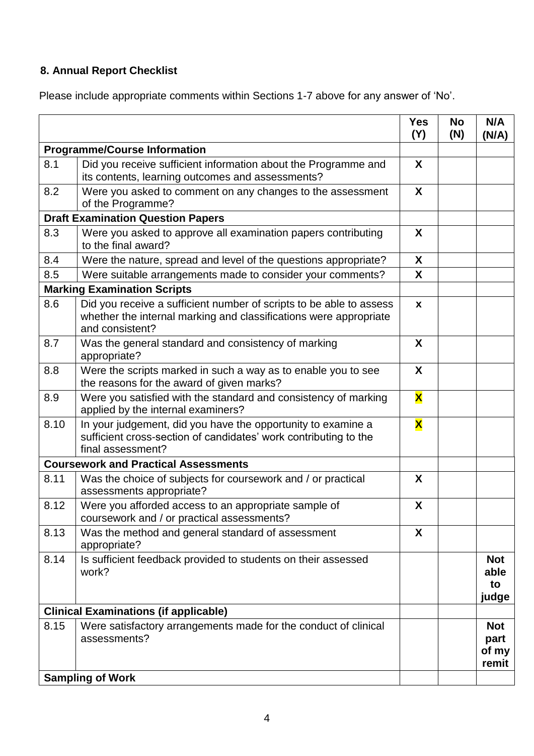## 8. Annual Report Checklist

Please include appropriate comments within Sections 1-7 above for any answer of 'No'.

| | | Yes (Y) | No (N) | N/A (N/A) |
|---|---|---|---|---|
| **Programme/Course Information** | | | | |
| 8.1 | Did you receive sufficient information about the Programme and its contents, learning outcomes and assessments? | X | | |
| 8.2 | Were you asked to comment on any changes to the assessment of the Programme? | X | | |
| **Draft Examination Question Papers** | | | | |
| 8.3 | Were you asked to approve all examination papers contributing to the final award? | X | | |
| 8.4 | Were the nature, spread and level of the questions appropriate? | X | | |
| 8.5 | Were suitable arrangements made to consider your comments? | X | | |
| **Marking Examination Scripts** | | | | |
| 8.6 | Did you receive a sufficient number of scripts to be able to assess whether the internal marking and classifications were appropriate and consistent? | x | | |
| 8.7 | Was the general standard and consistency of marking appropriate? | X | | |
| 8.8 | Were the scripts marked in such a way as to enable you to see the reasons for the award of given marks? | X | | |
| 8.9 | Were you satisfied with the standard and consistency of marking applied by the internal examiners? | X | | |
| 8.10 | In your judgement, did you have the opportunity to examine a sufficient cross-section of candidates' work contributing to the final assessment? | X | | |
| **Coursework and Practical Assessments** | | | | |
| 8.11 | Was the choice of subjects for coursework and / or practical assessments appropriate? | X | | |
| 8.12 | Were you afforded access to an appropriate sample of coursework and / or practical assessments? | X | | |
| 8.13 | Was the method and general standard of assessment appropriate? | X | | |
| 8.14 | Is sufficient feedback provided to students on their assessed work? | | | **Not able to judge** |
| **Clinical Examinations (if applicable)** | | | | |
| 8.15 | Were satisfactory arrangements made for the conduct of clinical assessments? | | | **Not part of my remit** |
| **Sampling of Work** | | | | |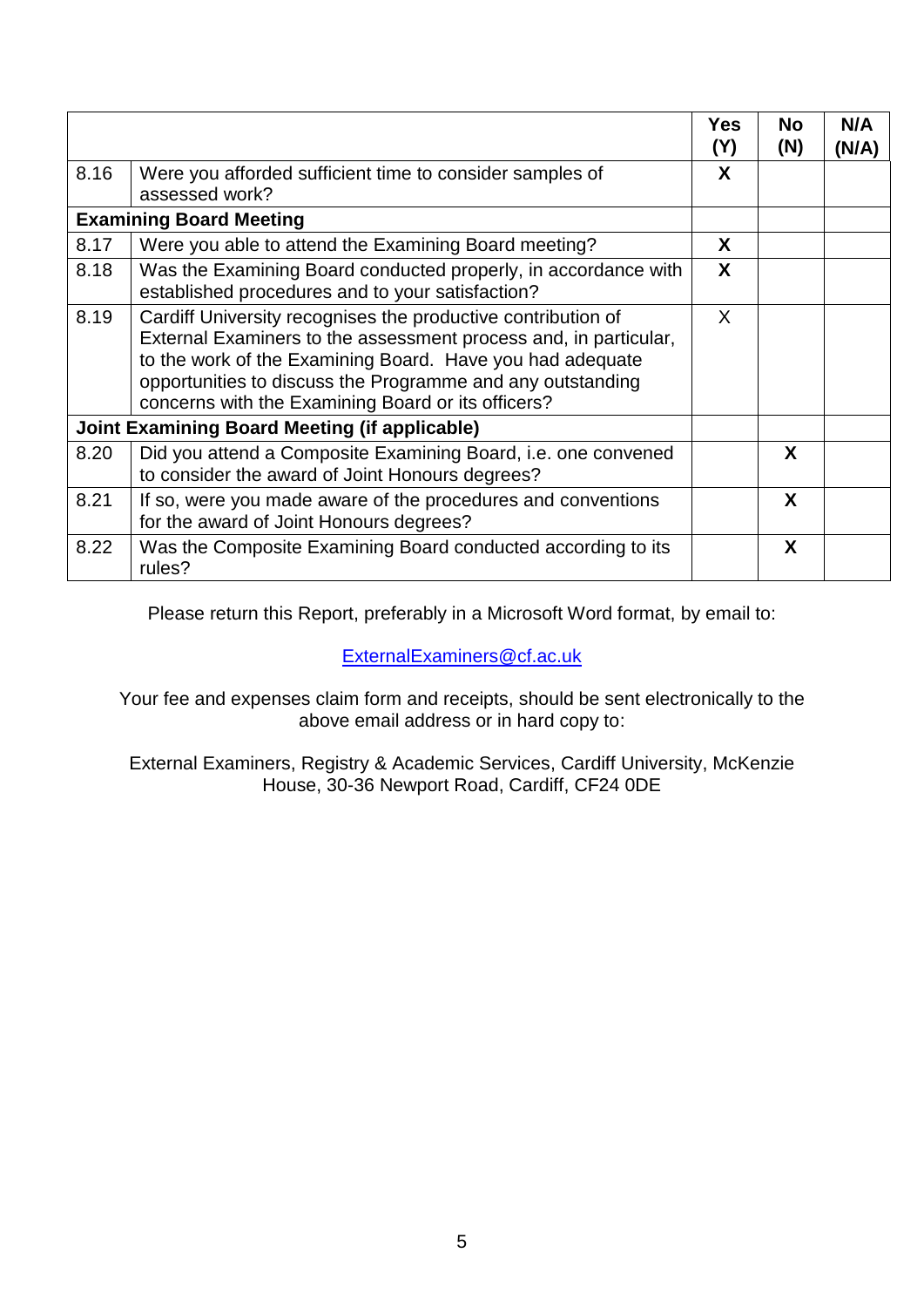| | | Yes (Y) | No (N) | N/A (N/A) |
|---|---|---|---|---|
| 8.16 | Were you afforded sufficient time to consider samples of assessed work? | **X** | | |
| **Examining Board Meeting** | | | | |
| 8.17 | Were you able to attend the Examining Board meeting? | **X** | | |
| 8.18 | Was the Examining Board conducted properly, in accordance with established procedures and to your satisfaction? | **X** | | |
| 8.19 | Cardiff University recognises the productive contribution of External Examiners to the assessment process and, in particular, to the work of the Examining Board. Have you had adequate opportunities to discuss the Programme and any outstanding concerns with the Examining Board or its officers? | X | | |
| **Joint Examining Board Meeting (if applicable)** | | | | |
| 8.20 | Did you attend a Composite Examining Board, i.e. one convened to consider the award of Joint Honours degrees? | | **X** | |
| 8.21 | If so, were you made aware of the procedures and conventions for the award of Joint Honours degrees? | | **X** | |
| 8.22 | Was the Composite Examining Board conducted according to its rules? | | **X** | |

Please return this Report, preferably in a Microsoft Word format, by email to:

ExternalExaminers@cf.ac.uk

Your fee and expenses claim form and receipts, should be sent electronically to the above email address or in hard copy to:

External Examiners, Registry & Academic Services, Cardiff University, McKenzie House, 30-36 Newport Road, Cardiff, CF24 0DE